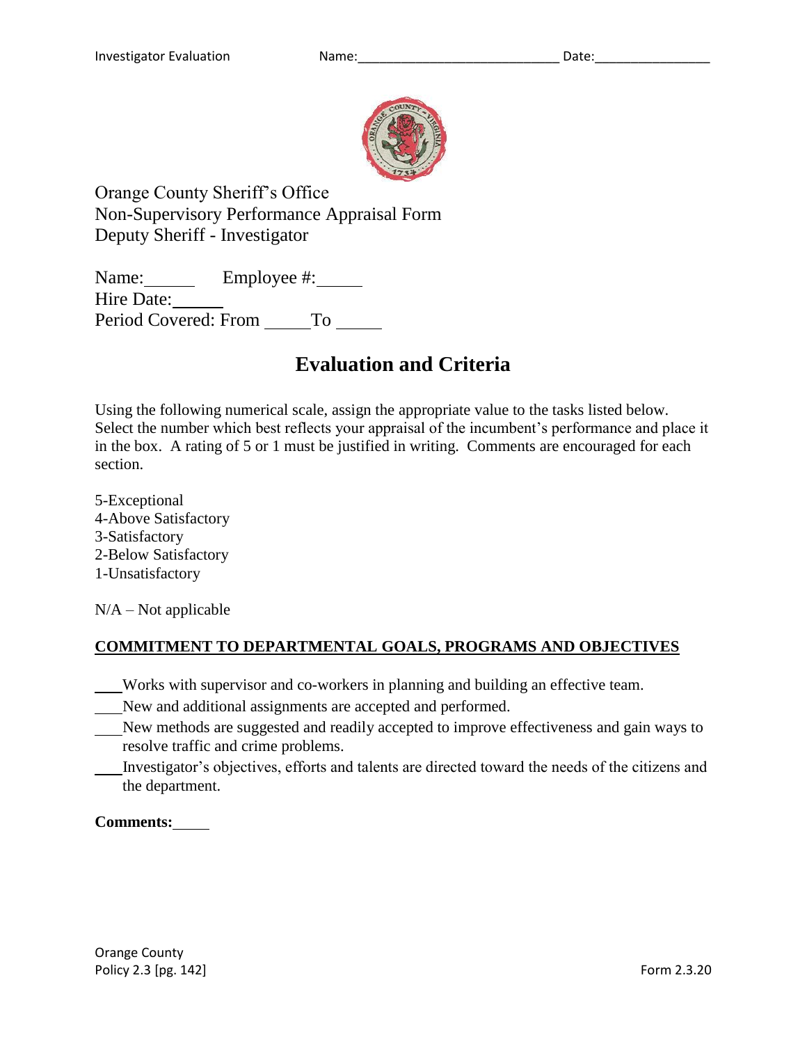Orange County Sheriff's Office
Non-Supervisory Performance Appraisal Form
Deputy Sheriff - Investigator

Name:______ Employee #:_____
Hire Date:______
Period Covered: From _____To _____

# Evaluation and Criteria

Using the following numerical scale, assign the appropriate value to the tasks listed below. Select the number which best reflects your appraisal of the incumbent's performance and place it in the box. A rating of 5 or 1 must be justified in writing. Comments are encouraged for each section.

5-Exceptional
4-Above Satisfactory
3-Satisfactory
2-Below Satisfactory
1-Unsatisfactory

N/A – Not applicable

**COMMITMENT TO DEPARTMENTAL GOALS, PROGRAMS AND OBJECTIVES**

___Works with supervisor and co-workers in planning and building an effective team.
___New and additional assignments are accepted and performed.
___New methods are suggested and readily accepted to improve effectiveness and gain ways to resolve traffic and crime problems.
___Investigator's objectives, efforts and talents are directed toward the needs of the citizens and the department.

**Comments:**_____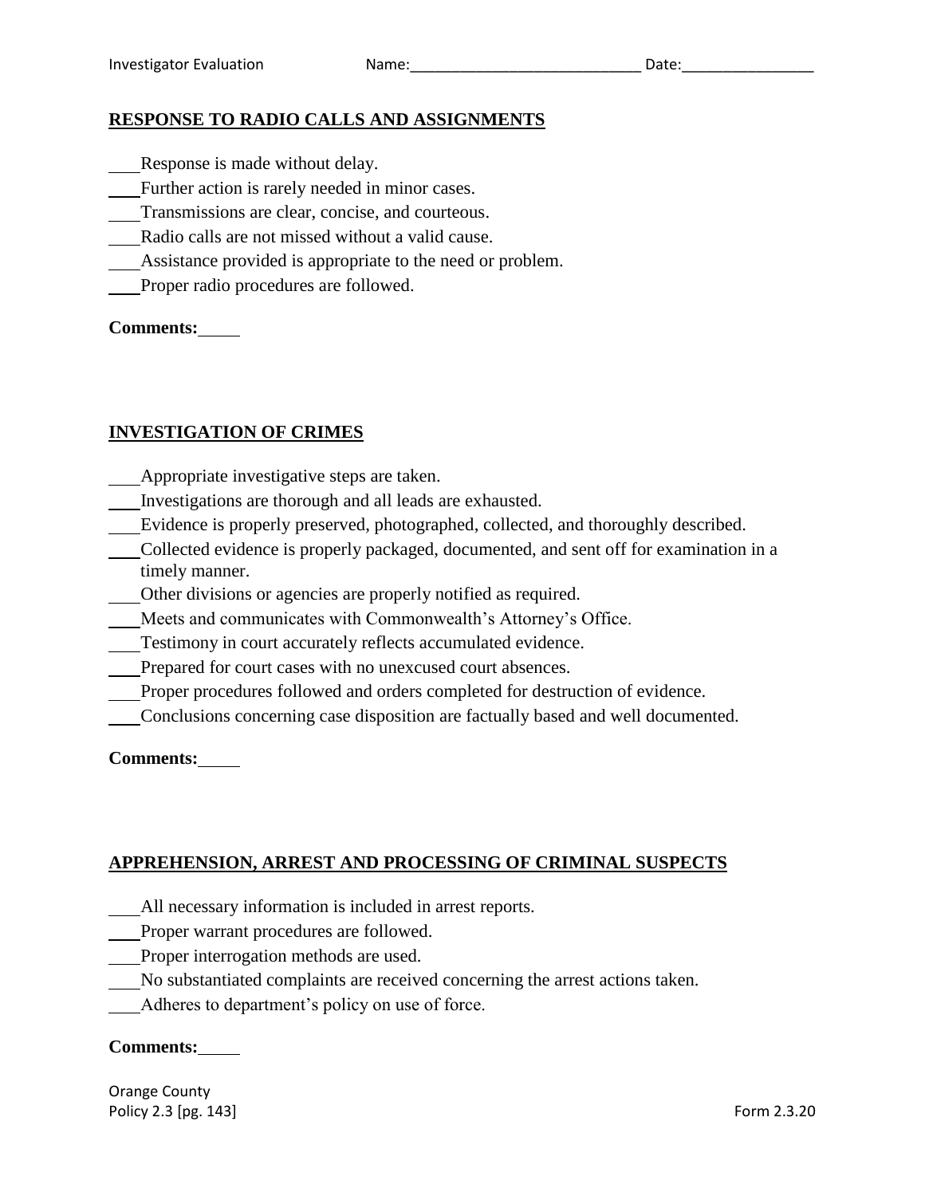## RESPONSE TO RADIO CALLS AND ASSIGNMENTS

\_\_\_ Response is made without delay.
\_\_\_ Further action is rarely needed in minor cases.
\_\_\_ Transmissions are clear, concise, and courteous.
\_\_\_ Radio calls are not missed without a valid cause.
\_\_\_ Assistance provided is appropriate to the need or problem.
\_\_\_ Proper radio procedures are followed.

**Comments:** \_\_\_\_\_

## INVESTIGATION OF CRIMES

\_\_\_ Appropriate investigative steps are taken.
\_\_\_ Investigations are thorough and all leads are exhausted.
\_\_\_ Evidence is properly preserved, photographed, collected, and thoroughly described.
\_\_\_ Collected evidence is properly packaged, documented, and sent off for examination in a timely manner.
\_\_\_ Other divisions or agencies are properly notified as required.
\_\_\_ Meets and communicates with Commonwealth's Attorney's Office.
\_\_\_ Testimony in court accurately reflects accumulated evidence.
\_\_\_ Prepared for court cases with no unexcused court absences.
\_\_\_ Proper procedures followed and orders completed for destruction of evidence.
\_\_\_ Conclusions concerning case disposition are factually based and well documented.

**Comments:** \_\_\_\_\_

## APPREHENSION, ARREST AND PROCESSING OF CRIMINAL SUSPECTS

\_\_\_ All necessary information is included in arrest reports.
\_\_\_ Proper warrant procedures are followed.
\_\_\_ Proper interrogation methods are used.
\_\_\_ No substantiated complaints are received concerning the arrest actions taken.
\_\_\_ Adheres to department's policy on use of force.

**Comments:** \_\_\_\_\_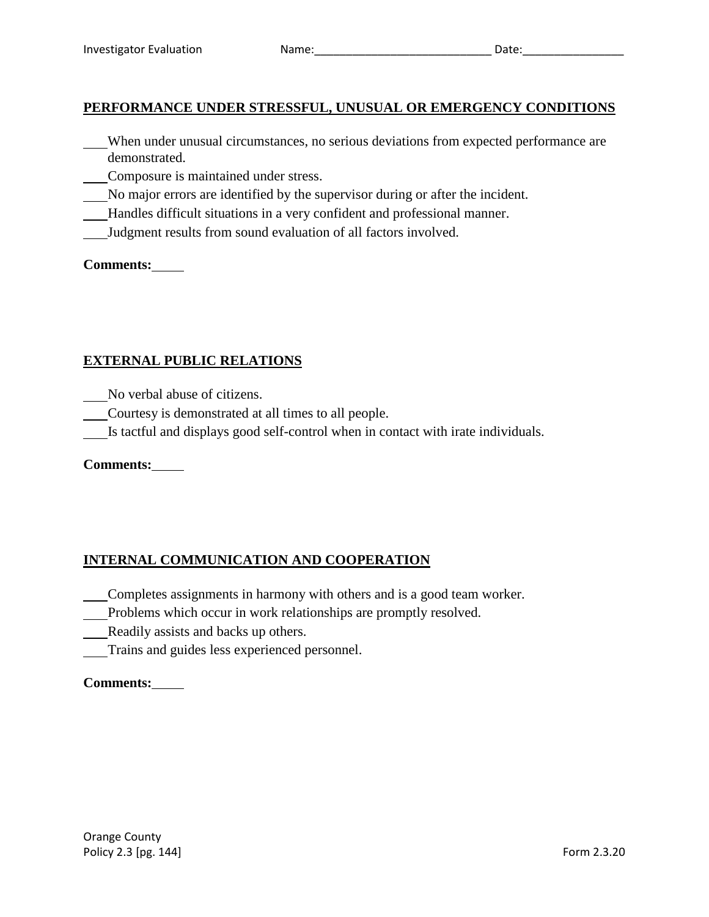## PERFORMANCE UNDER STRESSFUL, UNUSUAL OR EMERGENCY CONDITIONS

___ When under unusual circumstances, no serious deviations from expected performance are demonstrated.
___ Composure is maintained under stress.
___ No major errors are identified by the supervisor during or after the incident.
___ Handles difficult situations in a very confident and professional manner.
___ Judgment results from sound evaluation of all factors involved.

**Comments:** _____

## EXTERNAL PUBLIC RELATIONS

___ No verbal abuse of citizens.
___ Courtesy is demonstrated at all times to all people.
___ Is tactful and displays good self-control when in contact with irate individuals.

**Comments:** _____

## INTERNAL COMMUNICATION AND COOPERATION

___ Completes assignments in harmony with others and is a good team worker.
___ Problems which occur in work relationships are promptly resolved.
___ Readily assists and backs up others.
___ Trains and guides less experienced personnel.

**Comments:** _____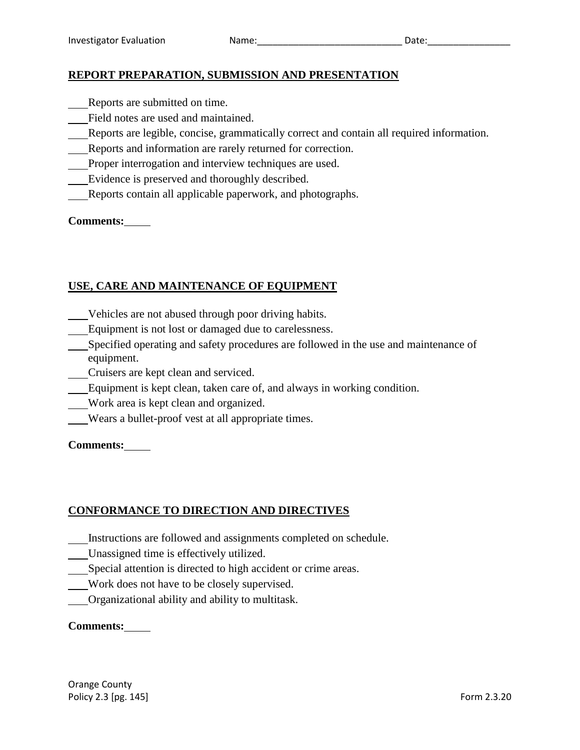## REPORT PREPARATION, SUBMISSION AND PRESENTATION

___Reports are submitted on time.
___Field notes are used and maintained.
___Reports are legible, concise, grammatically correct and contain all required information.
___Reports and information are rarely returned for correction.
___Proper interrogation and interview techniques are used.
___Evidence is preserved and thoroughly described.
___Reports contain all applicable paperwork, and photographs.

**Comments:**\_\_\_\_\_

## USE, CARE AND MAINTENANCE OF EQUIPMENT

___Vehicles are not abused through poor driving habits.
___Equipment is not lost or damaged due to carelessness.
___Specified operating and safety procedures are followed in the use and maintenance of equipment.
___Cruisers are kept clean and serviced.
___Equipment is kept clean, taken care of, and always in working condition.
___Work area is kept clean and organized.
___Wears a bullet-proof vest at all appropriate times.

**Comments:**\_\_\_\_\_

## CONFORMANCE TO DIRECTION AND DIRECTIVES

___Instructions are followed and assignments completed on schedule.
___Unassigned time is effectively utilized.
___Special attention is directed to high accident or crime areas.
___Work does not have to be closely supervised.
___Organizational ability and ability to multitask.

**Comments:**\_\_\_\_\_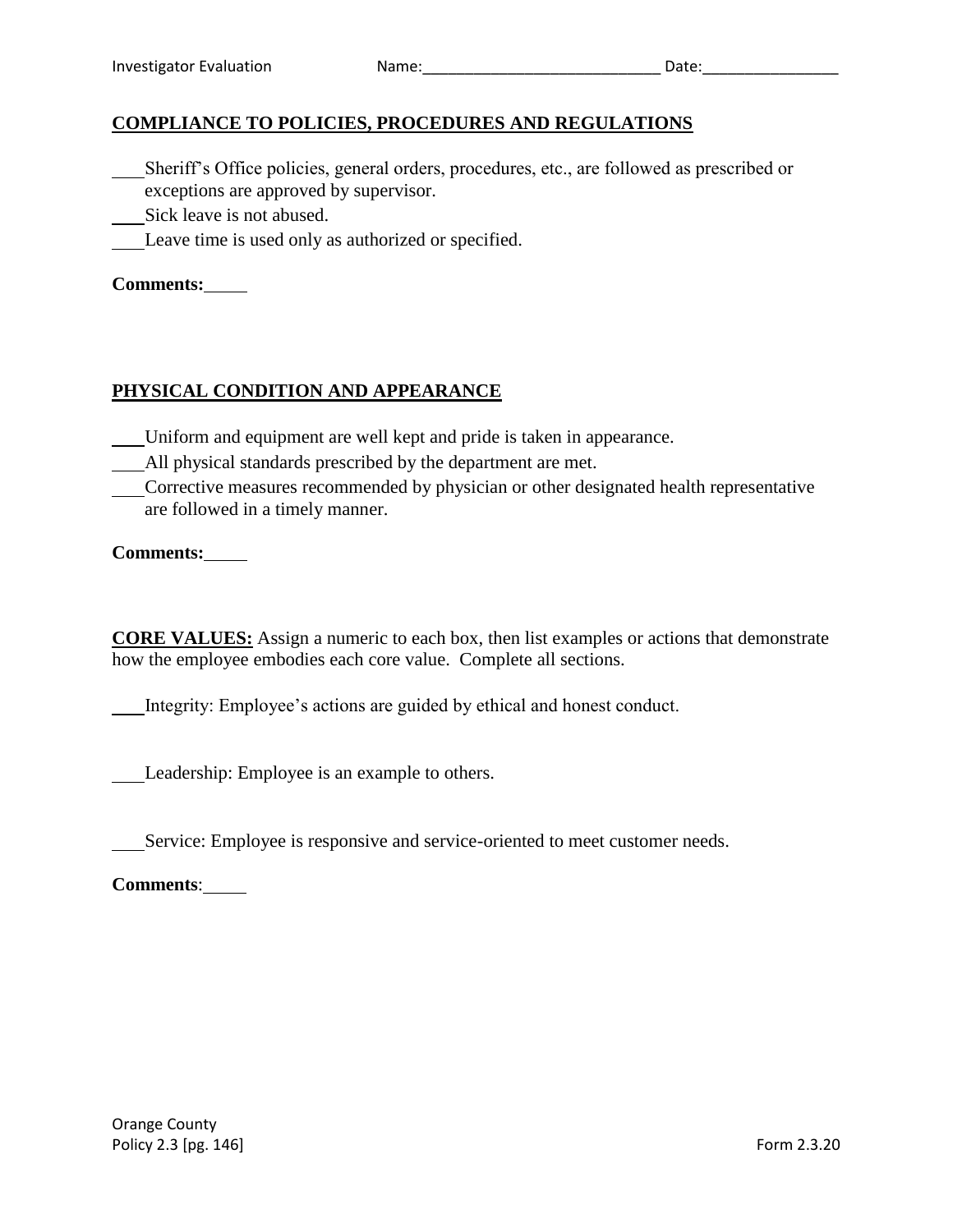## COMPLIANCE TO POLICIES, PROCEDURES AND REGULATIONS

___Sheriff's Office policies, general orders, procedures, etc., are followed as prescribed or exceptions are approved by supervisor.

___Sick leave is not abused.

___Leave time is used only as authorized or specified.

**Comments:**_____

## PHYSICAL CONDITION AND APPEARANCE

___Uniform and equipment are well kept and pride is taken in appearance.

___All physical standards prescribed by the department are met.

___Corrective measures recommended by physician or other designated health representative are followed in a timely manner.

**Comments:**_____

**CORE VALUES:** Assign a numeric to each box, then list examples or actions that demonstrate how the employee embodies each core value. Complete all sections.

___Integrity: Employee's actions are guided by ethical and honest conduct.

___Leadership: Employee is an example to others.

___Service: Employee is responsive and service-oriented to meet customer needs.

**Comments**:_____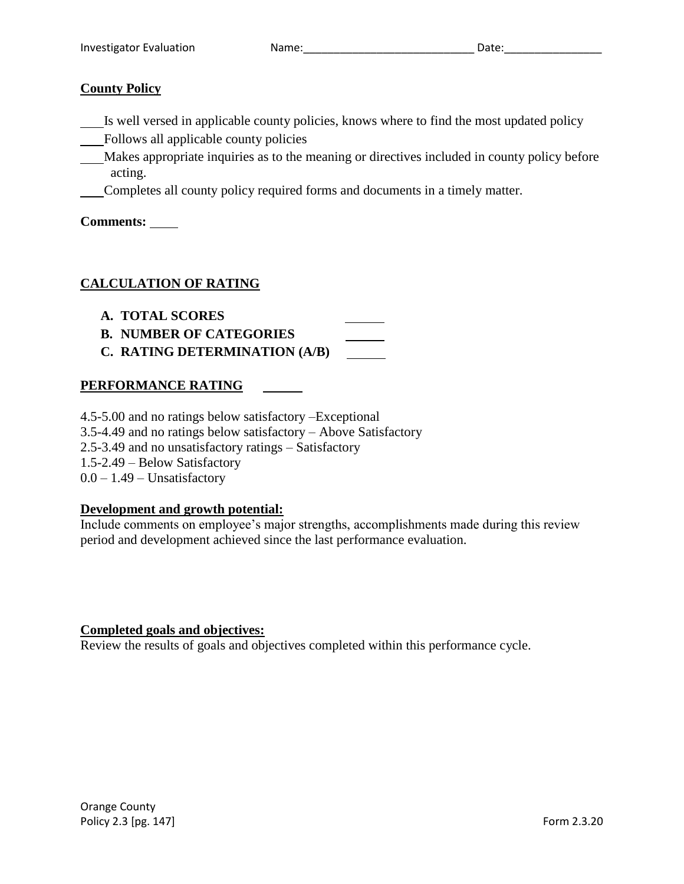## County Policy

\_\_\_ Is well versed in applicable county policies, knows where to find the most updated policy
\_\_\_ Follows all applicable county policies
\_\_\_ Makes appropriate inquiries as to the meaning or directives included in county policy before acting.
\_\_\_ Completes all county policy required forms and documents in a timely matter.

**Comments:** \_\_\_\_

## CALCULATION OF RATING

- **A. TOTAL SCORES** \_\_\_\_\_\_
- **B. NUMBER OF CATEGORIES** \_\_\_\_\_\_
- **C. RATING DETERMINATION (A/B)** \_\_\_\_\_\_

## PERFORMANCE RATING \_\_\_\_\_\_

4.5-5.00 and no ratings below satisfactory –Exceptional
3.5-4.49 and no ratings below satisfactory – Above Satisfactory
2.5-3.49 and no unsatisfactory ratings – Satisfactory
1.5-2.49 – Below Satisfactory
0.0 – 1.49 – Unsatisfactory

**Development and growth potential:**
Include comments on employee's major strengths, accomplishments made during this review period and development achieved since the last performance evaluation.

**Completed goals and objectives:**
Review the results of goals and objectives completed within this performance cycle.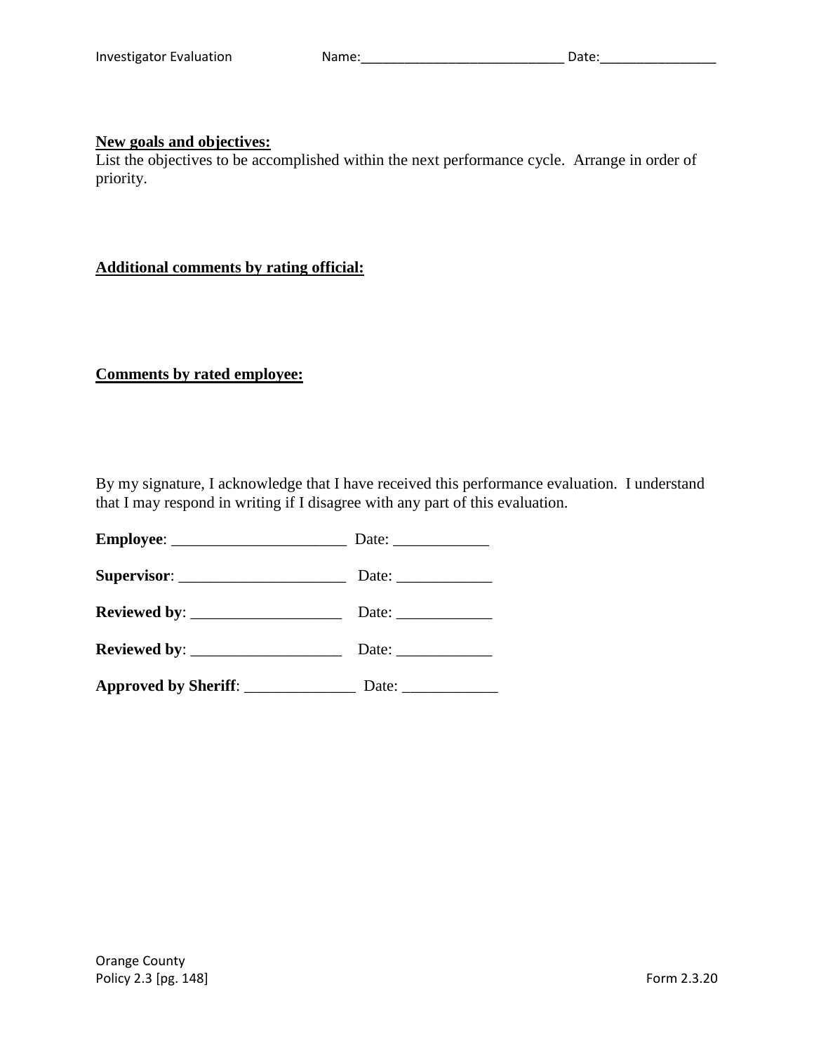**New goals and objectives:**

List the objectives to be accomplished within the next performance cycle. Arrange in order of priority.

**Additional comments by rating official:**

**Comments by rated employee:**

By my signature, I acknowledge that I have received this performance evaluation. I understand that I may respond in writing if I disagree with any part of this evaluation.

**Employee**: ______________________ Date: ____________

**Supervisor**: _____________________ Date: ____________

**Reviewed by**: ___________________ Date: ____________

**Reviewed by**: ___________________ Date: ____________

**Approved by Sheriff**: ______________ Date: ____________